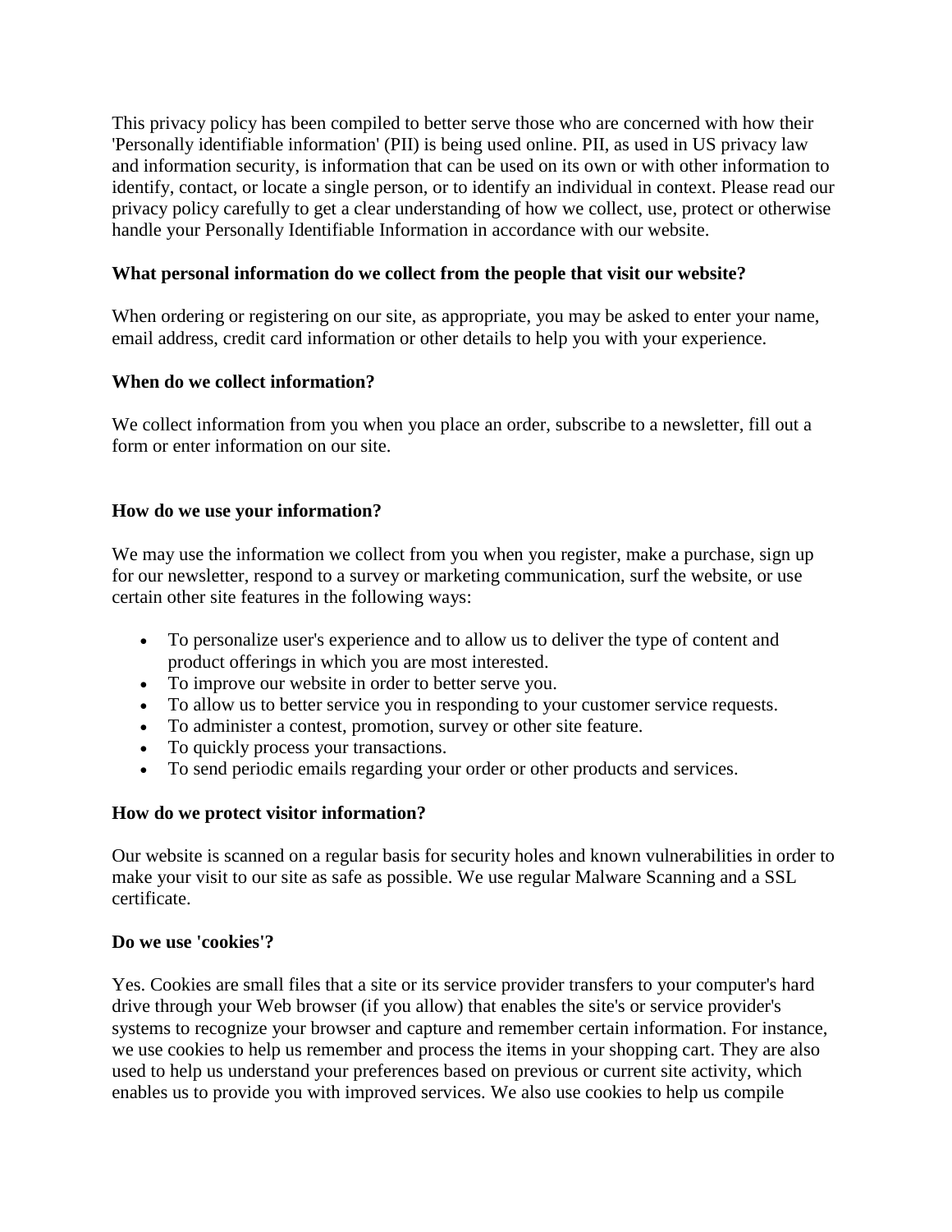This privacy policy has been compiled to better serve those who are concerned with how their 'Personally identifiable information' (PII) is being used online. PII, as used in US privacy law and information security, is information that can be used on its own or with other information to identify, contact, or locate a single person, or to identify an individual in context. Please read our privacy policy carefully to get a clear understanding of how we collect, use, protect or otherwise handle your Personally Identifiable Information in accordance with our website.

**What personal information do we collect from the people that visit our website?**

When ordering or registering on our site, as appropriate, you may be asked to enter your name, email address, credit card information or other details to help you with your experience.

**When do we collect information?**

We collect information from you when you place an order, subscribe to a newsletter, fill out a form or enter information on our site.

**How do we use your information?**

We may use the information we collect from you when you register, make a purchase, sign up for our newsletter, respond to a survey or marketing communication, surf the website, or use certain other site features in the following ways:

- To personalize user's experience and to allow us to deliver the type of content and product offerings in which you are most interested.
- To improve our website in order to better serve you.
- To allow us to better service you in responding to your customer service requests.
- To administer a contest, promotion, survey or other site feature.
- To quickly process your transactions.
- To send periodic emails regarding your order or other products and services.

**How do we protect visitor information?**

Our website is scanned on a regular basis for security holes and known vulnerabilities in order to make your visit to our site as safe as possible. We use regular Malware Scanning and a SSL certificate.

**Do we use 'cookies'?**

Yes. Cookies are small files that a site or its service provider transfers to your computer's hard drive through your Web browser (if you allow) that enables the site's or service provider's systems to recognize your browser and capture and remember certain information. For instance, we use cookies to help us remember and process the items in your shopping cart. They are also used to help us understand your preferences based on previous or current site activity, which enables us to provide you with improved services. We also use cookies to help us compile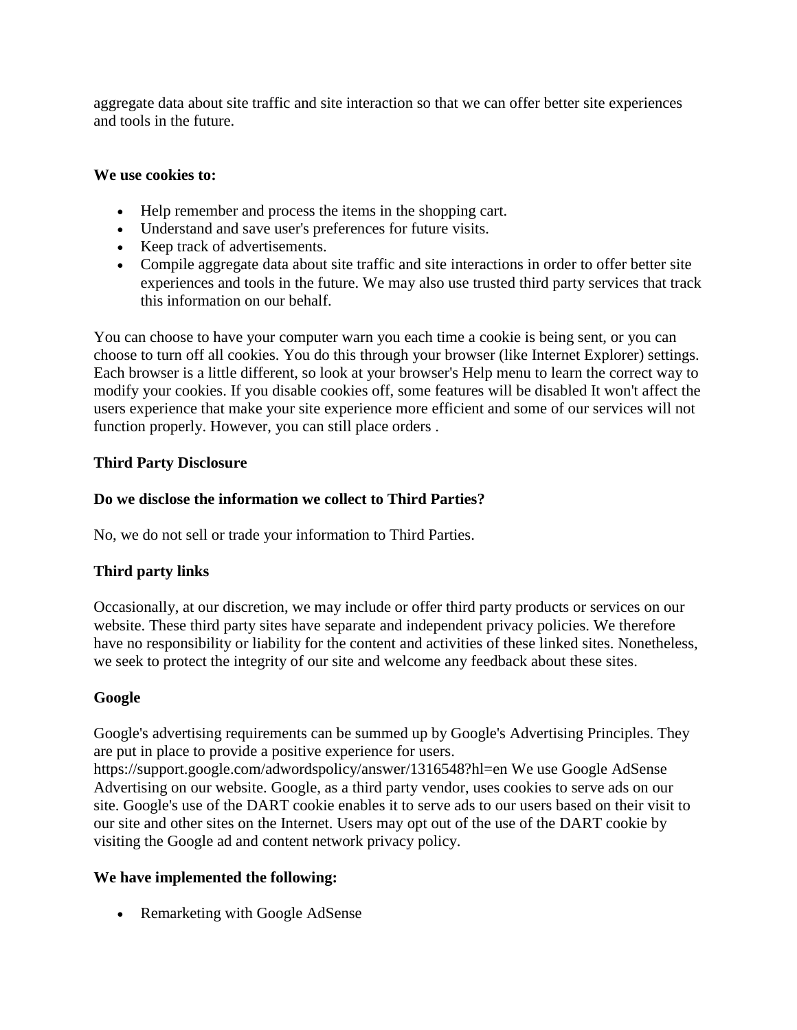aggregate data about site traffic and site interaction so that we can offer better site experiences and tools in the future.

**We use cookies to:**

- Help remember and process the items in the shopping cart.
- Understand and save user's preferences for future visits.
- Keep track of advertisements.
- Compile aggregate data about site traffic and site interactions in order to offer better site experiences and tools in the future. We may also use trusted third party services that track this information on our behalf.

You can choose to have your computer warn you each time a cookie is being sent, or you can choose to turn off all cookies. You do this through your browser (like Internet Explorer) settings. Each browser is a little different, so look at your browser's Help menu to learn the correct way to modify your cookies. If you disable cookies off, some features will be disabled It won't affect the users experience that make your site experience more efficient and some of our services will not function properly. However, you can still place orders .

**Third Party Disclosure**

**Do we disclose the information we collect to Third Parties?**

No, we do not sell or trade your information to Third Parties.

**Third party links**

Occasionally, at our discretion, we may include or offer third party products or services on our website. These third party sites have separate and independent privacy policies. We therefore have no responsibility or liability for the content and activities of these linked sites. Nonetheless, we seek to protect the integrity of our site and welcome any feedback about these sites.

**Google**

Google's advertising requirements can be summed up by Google's Advertising Principles. They are put in place to provide a positive experience for users.
https://support.google.com/adwordspolicy/answer/1316548?hl=en We use Google AdSense Advertising on our website. Google, as a third party vendor, uses cookies to serve ads on our site. Google's use of the DART cookie enables it to serve ads to our users based on their visit to our site and other sites on the Internet. Users may opt out of the use of the DART cookie by visiting the Google ad and content network privacy policy.

**We have implemented the following:**

- Remarketing with Google AdSense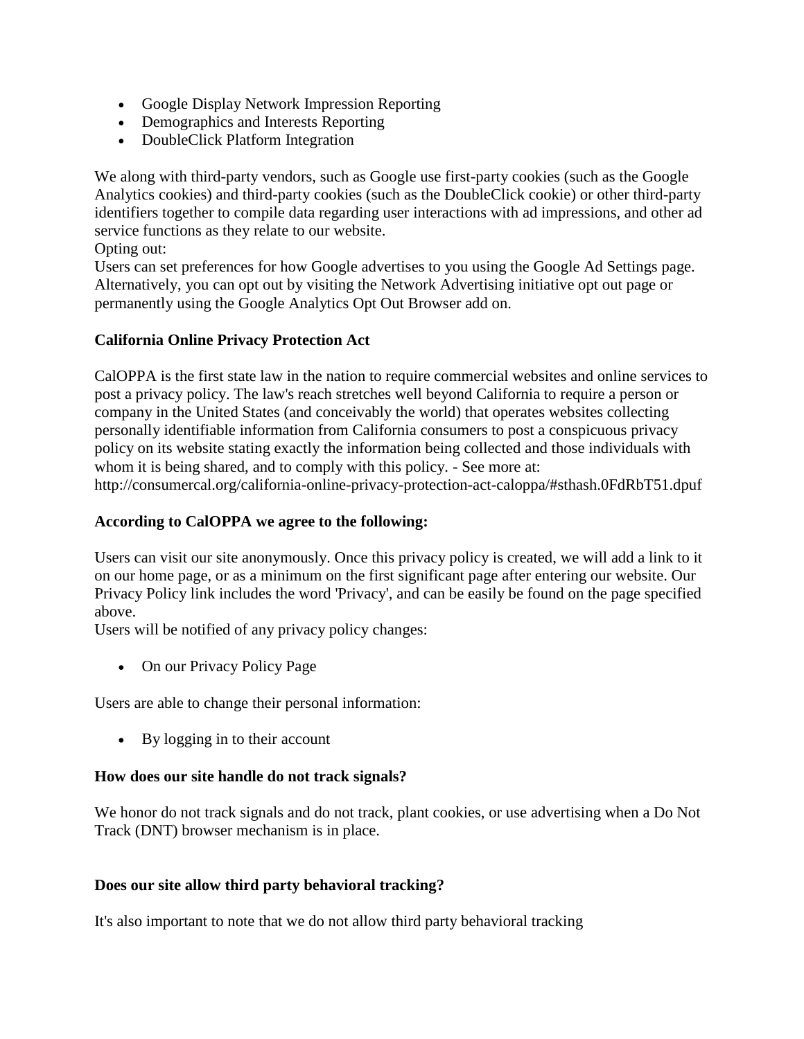- Google Display Network Impression Reporting
- Demographics and Interests Reporting
- DoubleClick Platform Integration

We along with third-party vendors, such as Google use first-party cookies (such as the Google Analytics cookies) and third-party cookies (such as the DoubleClick cookie) or other third-party identifiers together to compile data regarding user interactions with ad impressions, and other ad service functions as they relate to our website.
Opting out:
Users can set preferences for how Google advertises to you using the Google Ad Settings page. Alternatively, you can opt out by visiting the Network Advertising initiative opt out page or permanently using the Google Analytics Opt Out Browser add on.

**California Online Privacy Protection Act**

CalOPPA is the first state law in the nation to require commercial websites and online services to post a privacy policy. The law's reach stretches well beyond California to require a person or company in the United States (and conceivably the world) that operates websites collecting personally identifiable information from California consumers to post a conspicuous privacy policy on its website stating exactly the information being collected and those individuals with whom it is being shared, and to comply with this policy. - See more at: http://consumercal.org/california-online-privacy-protection-act-caloppa/#sthash.0FdRbT51.dpuf

**According to CalOPPA we agree to the following:**

Users can visit our site anonymously. Once this privacy policy is created, we will add a link to it on our home page, or as a minimum on the first significant page after entering our website. Our Privacy Policy link includes the word 'Privacy', and can be easily be found on the page specified above.
Users will be notified of any privacy policy changes:

- On our Privacy Policy Page

Users are able to change their personal information:

- By logging in to their account

**How does our site handle do not track signals?**

We honor do not track signals and do not track, plant cookies, or use advertising when a Do Not Track (DNT) browser mechanism is in place.

**Does our site allow third party behavioral tracking?**

It's also important to note that we do not allow third party behavioral tracking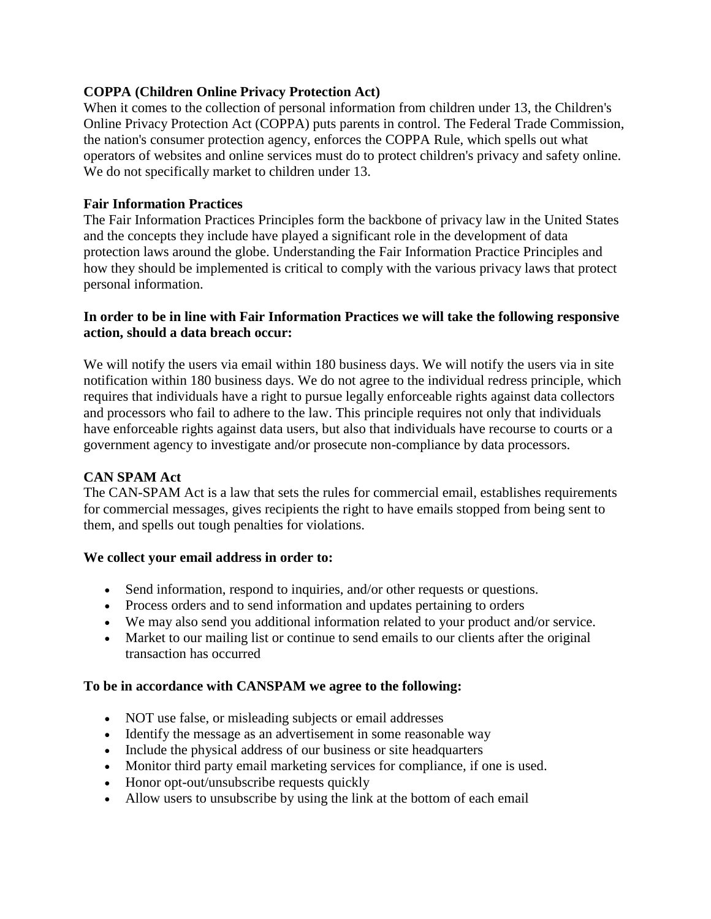**COPPA (Children Online Privacy Protection Act)**
When it comes to the collection of personal information from children under 13, the Children's Online Privacy Protection Act (COPPA) puts parents in control. The Federal Trade Commission, the nation's consumer protection agency, enforces the COPPA Rule, which spells out what operators of websites and online services must do to protect children's privacy and safety online. We do not specifically market to children under 13.

**Fair Information Practices**
The Fair Information Practices Principles form the backbone of privacy law in the United States and the concepts they include have played a significant role in the development of data protection laws around the globe. Understanding the Fair Information Practice Principles and how they should be implemented is critical to comply with the various privacy laws that protect personal information.

**In order to be in line with Fair Information Practices we will take the following responsive action, should a data breach occur:**

We will notify the users via email within 180 business days. We will notify the users via in site notification within 180 business days. We do not agree to the individual redress principle, which requires that individuals have a right to pursue legally enforceable rights against data collectors and processors who fail to adhere to the law. This principle requires not only that individuals have enforceable rights against data users, but also that individuals have recourse to courts or a government agency to investigate and/or prosecute non-compliance by data processors.

**CAN SPAM Act**
The CAN-SPAM Act is a law that sets the rules for commercial email, establishes requirements for commercial messages, gives recipients the right to have emails stopped from being sent to them, and spells out tough penalties for violations.

**We collect your email address in order to:**

- Send information, respond to inquiries, and/or other requests or questions.
- Process orders and to send information and updates pertaining to orders
- We may also send you additional information related to your product and/or service.
- Market to our mailing list or continue to send emails to our clients after the original transaction has occurred

**To be in accordance with CANSPAM we agree to the following:**

- NOT use false, or misleading subjects or email addresses
- Identify the message as an advertisement in some reasonable way
- Include the physical address of our business or site headquarters
- Monitor third party email marketing services for compliance, if one is used.
- Honor opt-out/unsubscribe requests quickly
- Allow users to unsubscribe by using the link at the bottom of each email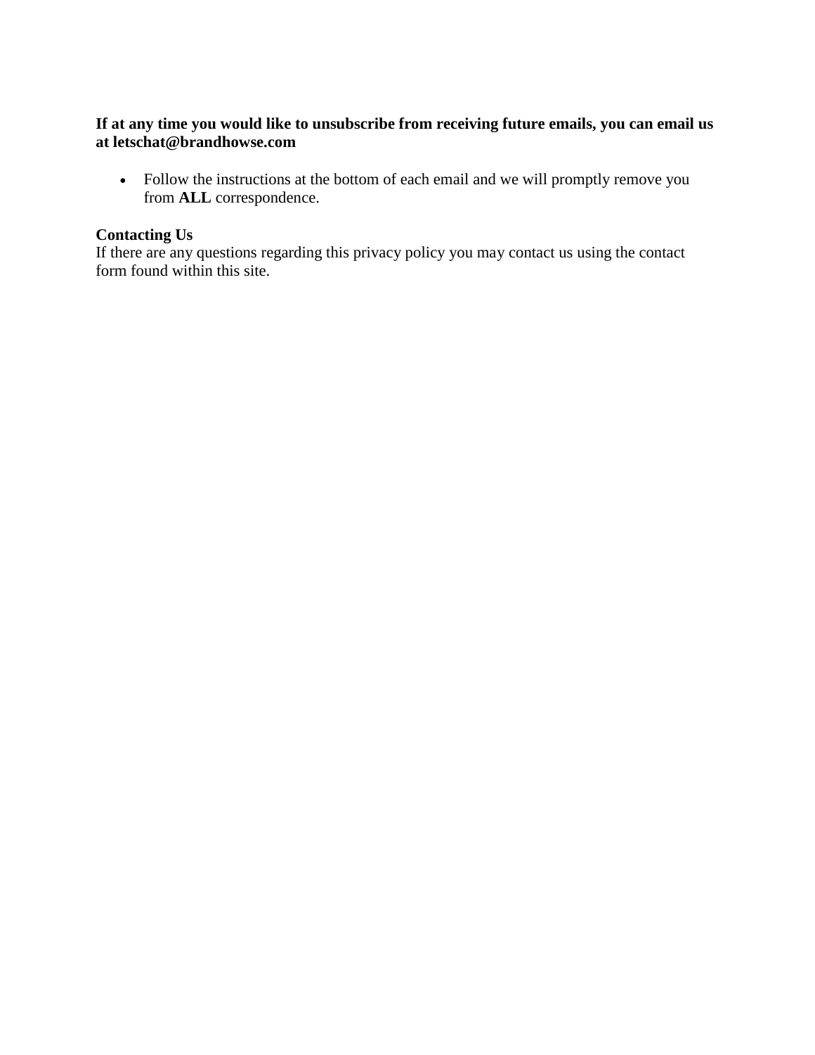**If at any time you would like to unsubscribe from receiving future emails, you can email us at letschat@brandhowse.com**

- Follow the instructions at the bottom of each email and we will promptly remove you from **ALL** correspondence.

**Contacting Us**
If there are any questions regarding this privacy policy you may contact us using the contact form found within this site.